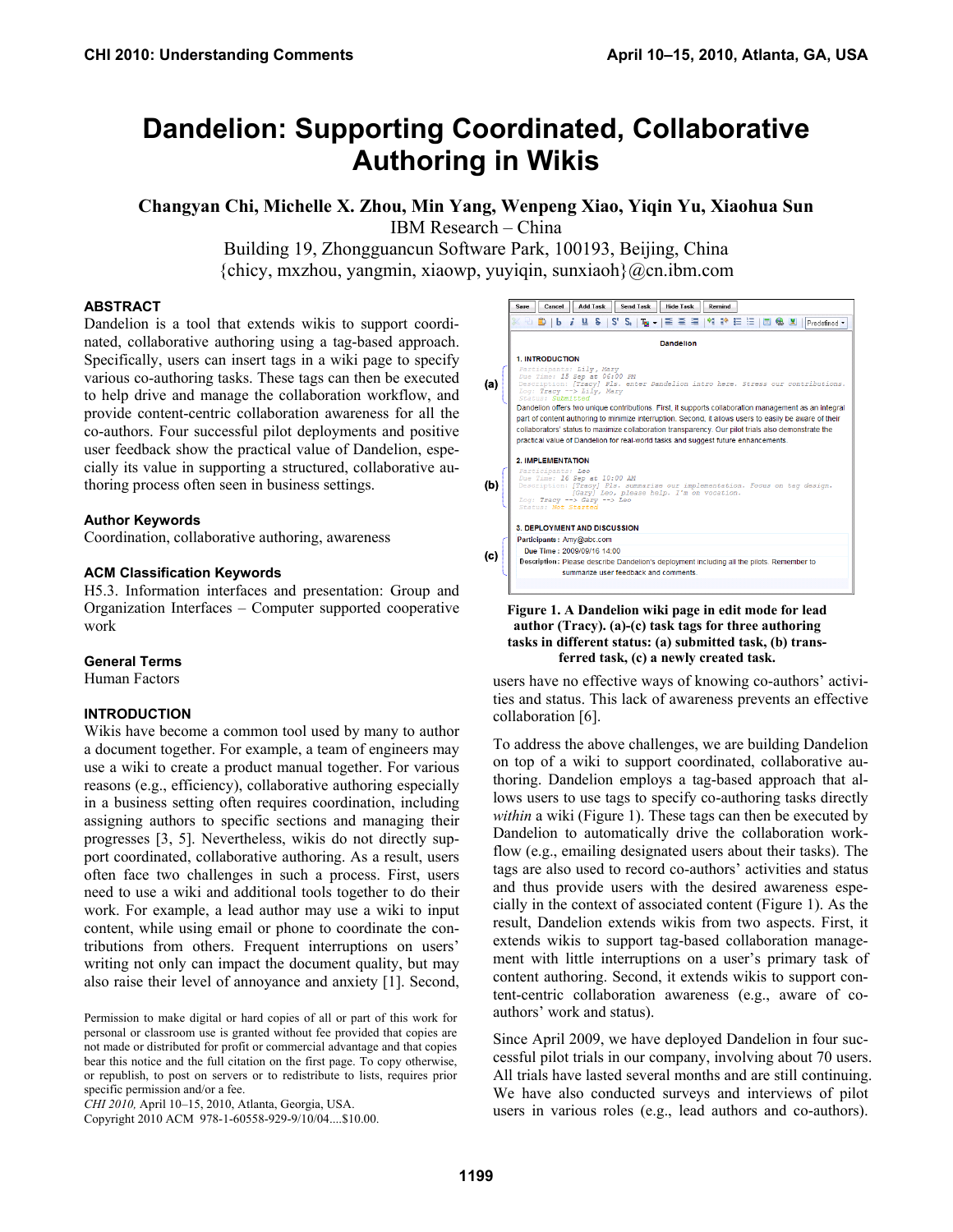# Dandelion: Supporting Coordinated, Collaborative Authoring in Wikis

**Changyan Chi, Michelle X. Zhou, Min Yang, Wenpeng Xiao, Yiqin Yu, Xiaohua Sun**
IBM Research – China
Building 19, Zhongguancun Software Park, 100193, Beijing, China
{chicy, mxzhou, yangmin, xiaowp, yuyiqin, sunxiaoh}@cn.ibm.com

## ABSTRACT

Dandelion is a tool that extends wikis to support coordinated, collaborative authoring using a tag-based approach. Specifically, users can insert tags in a wiki page to specify various co-authoring tasks. These tags can then be executed to help drive and manage the collaboration workflow, and provide content-centric collaboration awareness for all the co-authors. Four successful pilot deployments and positive user feedback show the practical value of Dandelion, especially its value in supporting a structured, collaborative authoring process often seen in business settings.

## Author Keywords

Coordination, collaborative authoring, awareness

## ACM Classification Keywords

H5.3. Information interfaces and presentation: Group and Organization Interfaces – Computer supported cooperative work

## General Terms

Human Factors

## INTRODUCTION

Wikis have become a common tool used by many to author a document together. For example, a team of engineers may use a wiki to create a product manual together. For various reasons (e.g., efficiency), collaborative authoring especially in a business setting often requires coordination, including assigning authors to specific sections and managing their progresses [3, 5]. Nevertheless, wikis do not directly support coordinated, collaborative authoring. As a result, users often face two challenges in such a process. First, users need to use a wiki and additional tools together to do their work. For example, a lead author may use a wiki to input content, while using email or phone to coordinate the contributions from others. Frequent interruptions on users' writing not only can impact the document quality, but may also raise their level of annoyance and anxiety [1]. Second, users have no effective ways of knowing co-authors' activities and status. This lack of awareness prevents an effective collaboration [6].

Permission to make digital or hard copies of all or part of this work for personal or classroom use is granted without fee provided that copies are not made or distributed for profit or commercial advantage and that copies bear this notice and the full citation on the first page. To copy otherwise, or republish, to post on servers or to redistribute to lists, requires prior specific permission and/or a fee.
*CHI 2010,* April 10–15, 2010, Atlanta, Georgia, USA.
Copyright 2010 ACM 978-1-60558-929-9/10/04....$10.00.

Save | Cancel | Add Task | Send Task | Hide Task | Remind

Dandelion

1. INTRODUCTION

(a)
Participants: Lily, Mary
Due Time: 15 Sep at 06:00 PM
Description: [Tracy] Pls. enter Dandelion intro here. Stress our contributions.
Log: Tracy --> Lily, Mary
Status: Submitted

Dandelion offers two unique contributions. First, it supports collaboration management as an integral part of content authoring to minimize interruption. Second, it allows users to easily be aware of their collaborators' status to maximize collaboration transparency. Our pilot trials also demonstrate the practical value of Dandelion for real-world tasks and suggest future enhancements.

2. IMPLEMENTATION

(b)
Participants: Leo
Due Time: 16 Sep at 10:00 AM
Description: [Tracy] Pls. summarize our implementation. Focus on tag design. [Gary] Leo, please help. I'm on vocation.
Log: Tracy --> Gary --> Leo
Status: Not Started

3. DEPLOYMENT AND DISCUSSION

(c)
Participants: Amy@abc.com
Due Time: 2009/09/16 14:00
Description: Please describe Dandelion's deployment including all the pilots. Remember to summarize user feedback and comments.

**Figure 1. A Dandelion wiki page in edit mode for lead author (Tracy). (a)-(c) task tags for three authoring tasks in different status: (a) submitted task, (b) transferred task, (c) a newly created task.**

To address the above challenges, we are building Dandelion on top of a wiki to support coordinated, collaborative authoring. Dandelion employs a tag-based approach that allows users to use tags to specify co-authoring tasks directly *within* a wiki (Figure 1). These tags can then be executed by Dandelion to automatically drive the collaboration workflow (e.g., emailing designated users about their tasks). The tags are also used to record co-authors' activities and status and thus provide users with the desired awareness especially in the context of associated content (Figure 1). As the result, Dandelion extends wikis from two aspects. First, it extends wikis to support tag-based collaboration management with little interruptions on a user's primary task of content authoring. Second, it extends wikis to support content-centric collaboration awareness (e.g., aware of co-authors' work and status).

Since April 2009, we have deployed Dandelion in four successful pilot trials in our company, involving about 70 users. All trials have lasted several months and are still continuing. We have also conducted surveys and interviews of pilot users in various roles (e.g., lead authors and co-authors).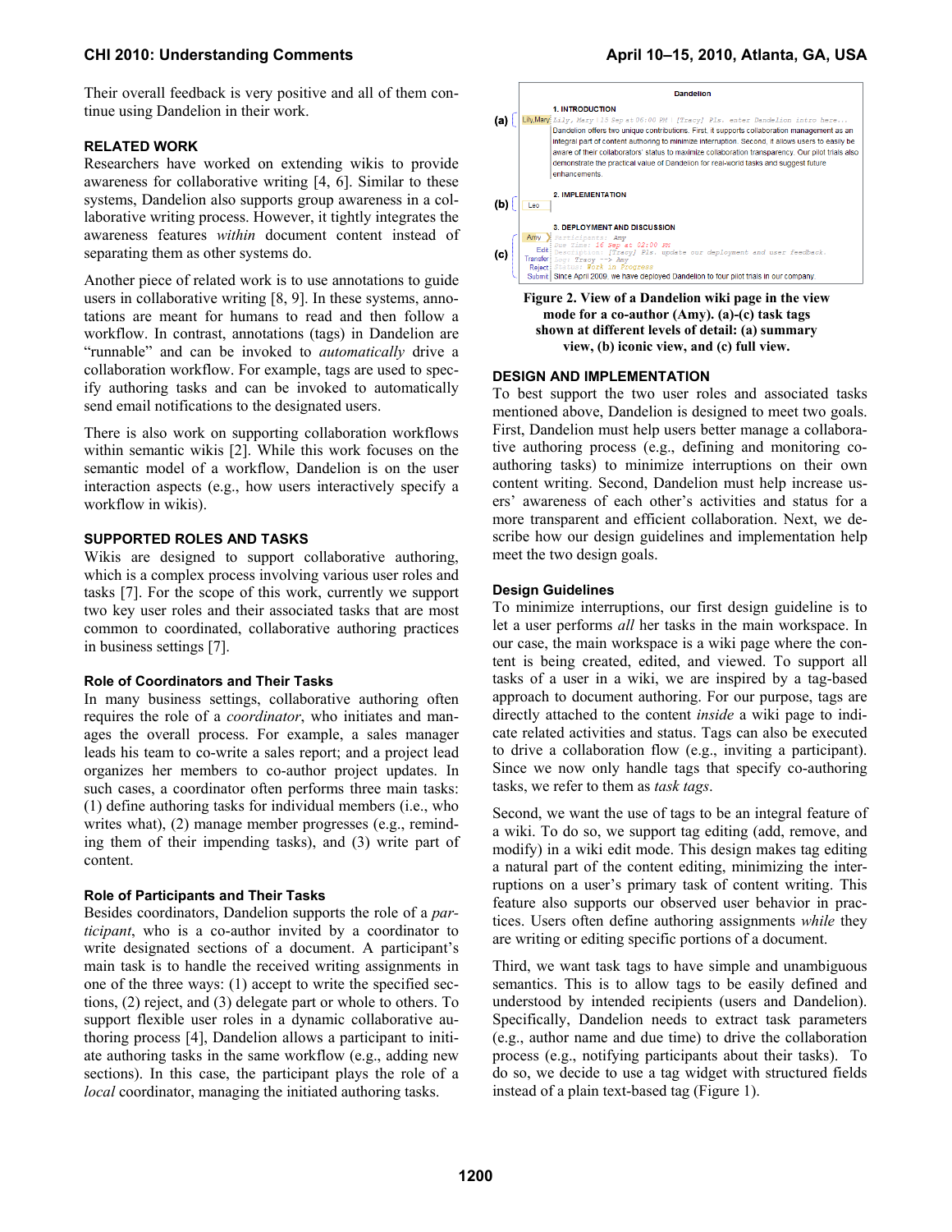Their overall feedback is very positive and all of them continue using Dandelion in their work.

## RELATED WORK

Researchers have worked on extending wikis to provide awareness for collaborative writing [4, 6]. Similar to these systems, Dandelion also supports group awareness in a collaborative writing process. However, it tightly integrates the awareness features *within* document content instead of separating them as other systems do.

Another piece of related work is to use annotations to guide users in collaborative writing [8, 9]. In these systems, annotations are meant for humans to read and then follow a workflow. In contrast, annotations (tags) in Dandelion are "runnable" and can be invoked to *automatically* drive a collaboration workflow. For example, tags are used to specify authoring tasks and can be invoked to automatically send email notifications to the designated users.

There is also work on supporting collaboration workflows within semantic wikis [2]. While this work focuses on the semantic model of a workflow, Dandelion is on the user interaction aspects (e.g., how users interactively specify a workflow in wikis).

## SUPPORTED ROLES AND TASKS

Wikis are designed to support collaborative authoring, which is a complex process involving various user roles and tasks [7]. For the scope of this work, currently we support two key user roles and their associated tasks that are most common to coordinated, collaborative authoring practices in business settings [7].

### Role of Coordinators and Their Tasks

In many business settings, collaborative authoring often requires the role of a *coordinator*, who initiates and manages the overall process. For example, a sales manager leads his team to co-write a sales report; and a project lead organizes her members to co-author project updates. In such cases, a coordinator often performs three main tasks: (1) define authoring tasks for individual members (i.e., who writes what), (2) manage member progresses (e.g., reminding them of their impending tasks), and (3) write part of content.

### Role of Participants and Their Tasks

Besides coordinators, Dandelion supports the role of a *participant*, who is a co-author invited by a coordinator to write designated sections of a document. A participant's main task is to handle the received writing assignments in one of the three ways: (1) accept to write the specified sections, (2) reject, and (3) delegate part or whole to others. To support flexible user roles in a dynamic collaborative authoring process [4], Dandelion allows a participant to initiate authoring tasks in the same workflow (e.g., adding new sections). In this case, the participant plays the role of a *local* coordinator, managing the initiated authoring tasks.

**Figure 2. View of a Dandelion wiki page in the view mode for a co-author (Amy). (a)-(c) task tags shown at different levels of detail: (a) summary view, (b) iconic view, and (c) full view.**

## DESIGN AND IMPLEMENTATION

To best support the two user roles and associated tasks mentioned above, Dandelion is designed to meet two goals. First, Dandelion must help users better manage a collaborative authoring process (e.g., defining and monitoring co-authoring tasks) to minimize interruptions on their own content writing. Second, Dandelion must help increase users' awareness of each other's activities and status for a more transparent and efficient collaboration. Next, we describe how our design guidelines and implementation help meet the two design goals.

### Design Guidelines

To minimize interruptions, our first design guideline is to let a user performs *all* her tasks in the main workspace. In our case, the main workspace is a wiki page where the content is being created, edited, and viewed. To support all tasks of a user in a wiki, we are inspired by a tag-based approach to document authoring. For our purpose, tags are directly attached to the content *inside* a wiki page to indicate related activities and status. Tags can also be executed to drive a collaboration flow (e.g., inviting a participant). Since we now only handle tags that specify co-authoring tasks, we refer to them as *task tags*.

Second, we want the use of tags to be an integral feature of a wiki. To do so, we support tag editing (add, remove, and modify) in a wiki edit mode. This design makes tag editing a natural part of the content editing, minimizing the interruptions on a user's primary task of content writing. This feature also supports our observed user behavior in practices. Users often define authoring assignments *while* they are writing or editing specific portions of a document.

Third, we want task tags to have simple and unambiguous semantics. This is to allow tags to be easily defined and understood by intended recipients (users and Dandelion). Specifically, Dandelion needs to extract task parameters (e.g., author name and due time) to drive the collaboration process (e.g., notifying participants about their tasks). To do so, we decide to use a tag widget with structured fields instead of a plain text-based tag (Figure 1).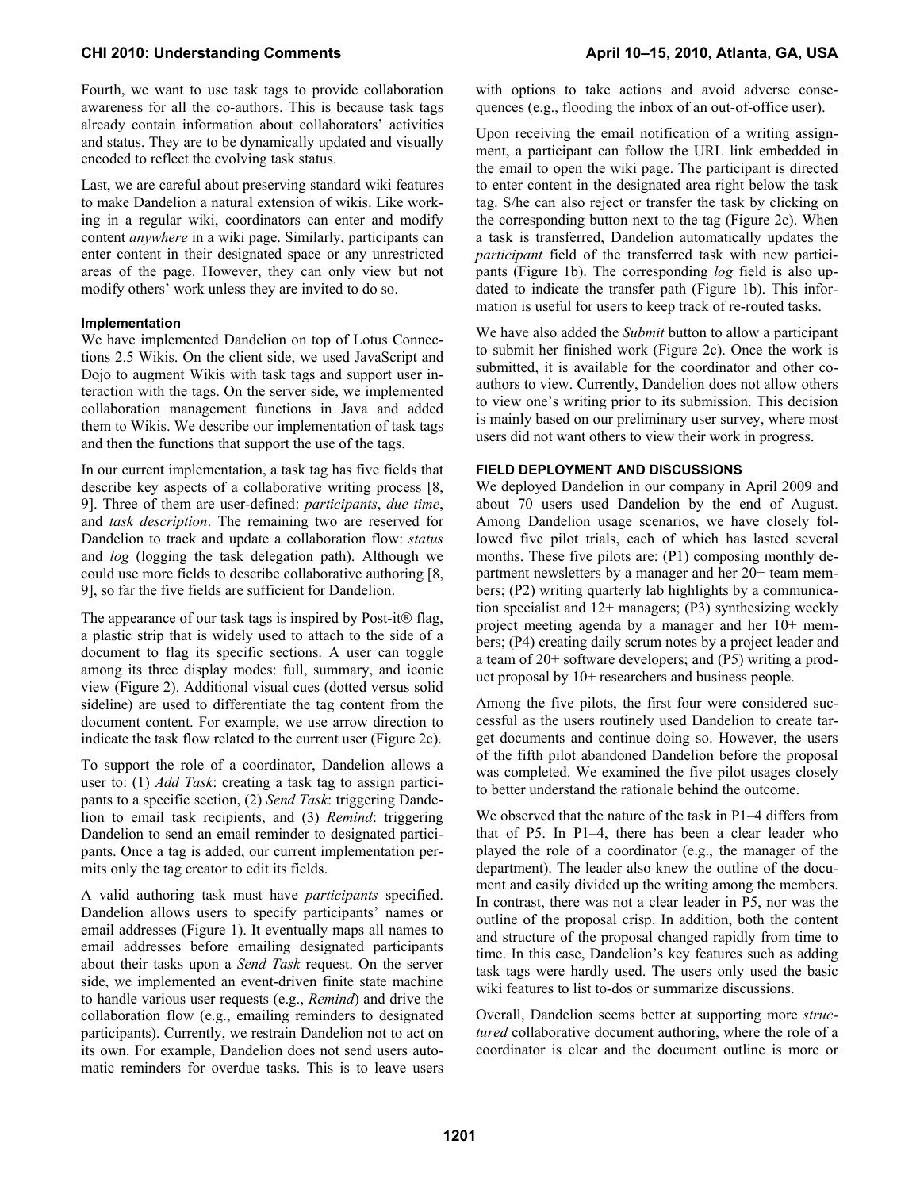Fourth, we want to use task tags to provide collaboration awareness for all the co-authors. This is because task tags already contain information about collaborators' activities and status. They are to be dynamically updated and visually encoded to reflect the evolving task status.

Last, we are careful about preserving standard wiki features to make Dandelion a natural extension of wikis. Like working in a regular wiki, coordinators can enter and modify content *anywhere* in a wiki page. Similarly, participants can enter content in their designated space or any unrestricted areas of the page. However, they can only view but not modify others' work unless they are invited to do so.

### Implementation

We have implemented Dandelion on top of Lotus Connections 2.5 Wikis. On the client side, we used JavaScript and Dojo to augment Wikis with task tags and support user interaction with the tags. On the server side, we implemented collaboration management functions in Java and added them to Wikis. We describe our implementation of task tags and then the functions that support the use of the tags.

In our current implementation, a task tag has five fields that describe key aspects of a collaborative writing process [8, 9]. Three of them are user-defined: *participants*, *due time*, and *task description*. The remaining two are reserved for Dandelion to track and update a collaboration flow: *status* and *log* (logging the task delegation path). Although we could use more fields to describe collaborative authoring [8, 9], so far the five fields are sufficient for Dandelion.

The appearance of our task tags is inspired by Post-it® flag, a plastic strip that is widely used to attach to the side of a document to flag its specific sections. A user can toggle among its three display modes: full, summary, and iconic view (Figure 2). Additional visual cues (dotted versus solid sideline) are used to differentiate the tag content from the document content. For example, we use arrow direction to indicate the task flow related to the current user (Figure 2c).

To support the role of a coordinator, Dandelion allows a user to: (1) *Add Task*: creating a task tag to assign participants to a specific section, (2) *Send Task*: triggering Dandelion to email task recipients, and (3) *Remind*: triggering Dandelion to send an email reminder to designated participants. Once a tag is added, our current implementation permits only the tag creator to edit its fields.

A valid authoring task must have *participants* specified. Dandelion allows users to specify participants' names or email addresses (Figure 1). It eventually maps all names to email addresses before emailing designated participants about their tasks upon a *Send Task* request. On the server side, we implemented an event-driven finite state machine to handle various user requests (e.g., *Remind*) and drive the collaboration flow (e.g., emailing reminders to designated participants). Currently, we restrain Dandelion not to act on its own. For example, Dandelion does not send users automatic reminders for overdue tasks. This is to leave users with options to take actions and avoid adverse consequences (e.g., flooding the inbox of an out-of-office user).

Upon receiving the email notification of a writing assignment, a participant can follow the URL link embedded in the email to open the wiki page. The participant is directed to enter content in the designated area right below the task tag. S/he can also reject or transfer the task by clicking on the corresponding button next to the tag (Figure 2c). When a task is transferred, Dandelion automatically updates the *participant* field of the transferred task with new participants (Figure 1b). The corresponding *log* field is also updated to indicate the transfer path (Figure 1b). This information is useful for users to keep track of re-routed tasks.

We have also added the *Submit* button to allow a participant to submit her finished work (Figure 2c). Once the work is submitted, it is available for the coordinator and other co-authors to view. Currently, Dandelion does not allow others to view one's writing prior to its submission. This decision is mainly based on our preliminary user survey, where most users did not want others to view their work in progress.

## FIELD DEPLOYMENT AND DISCUSSIONS

We deployed Dandelion in our company in April 2009 and about 70 users used Dandelion by the end of August. Among Dandelion usage scenarios, we have closely followed five pilot trials, each of which has lasted several months. These five pilots are: (P1) composing monthly department newsletters by a manager and her 20+ team members; (P2) writing quarterly lab highlights by a communication specialist and 12+ managers; (P3) synthesizing weekly project meeting agenda by a manager and her 10+ members; (P4) creating daily scrum notes by a project leader and a team of 20+ software developers; and (P5) writing a product proposal by 10+ researchers and business people.

Among the five pilots, the first four were considered successful as the users routinely used Dandelion to create target documents and continue doing so. However, the users of the fifth pilot abandoned Dandelion before the proposal was completed. We examined the five pilot usages closely to better understand the rationale behind the outcome.

We observed that the nature of the task in P1–4 differs from that of P5. In P1–4, there has been a clear leader who played the role of a coordinator (e.g., the manager of the department). The leader also knew the outline of the document and easily divided up the writing among the members. In contrast, there was not a clear leader in P5, nor was the outline of the proposal crisp. In addition, both the content and structure of the proposal changed rapidly from time to time. In this case, Dandelion's key features such as adding task tags were hardly used. The users only used the basic wiki features to list to-dos or summarize discussions.

Overall, Dandelion seems better at supporting more *structured* collaborative document authoring, where the role of a coordinator is clear and the document outline is more or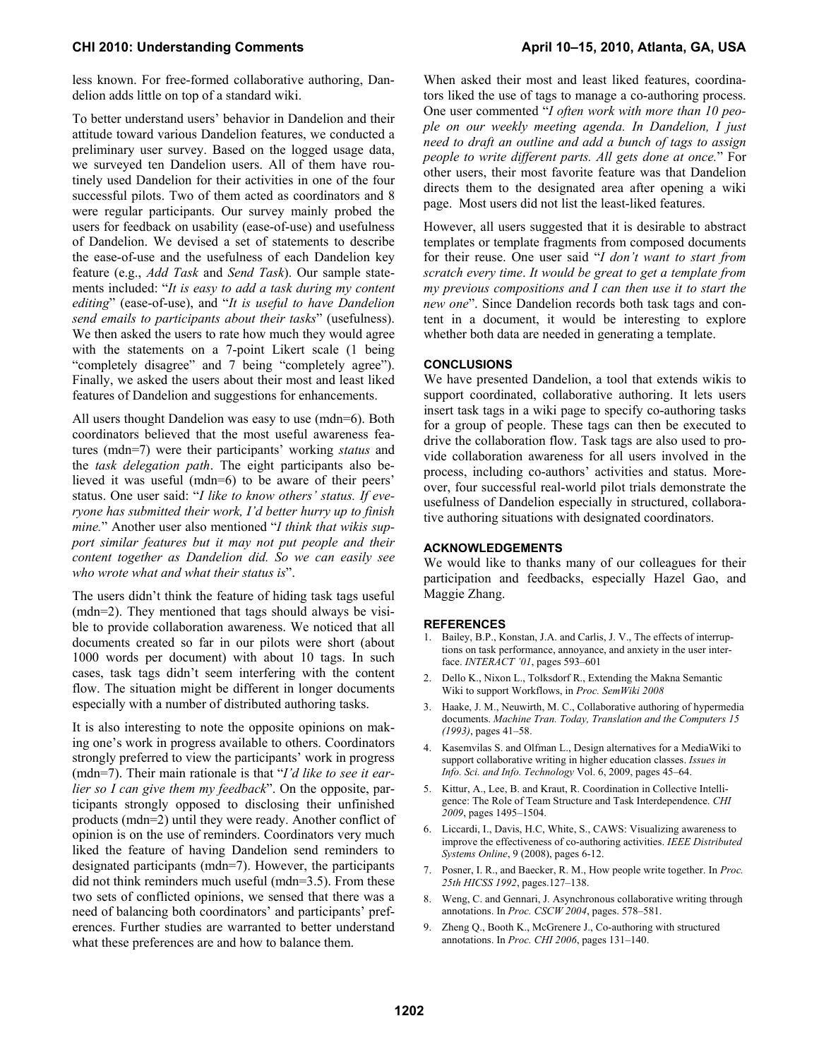less known. For free-formed collaborative authoring, Dandelion adds little on top of a standard wiki.

To better understand users' behavior in Dandelion and their attitude toward various Dandelion features, we conducted a preliminary user survey. Based on the logged usage data, we surveyed ten Dandelion users. All of them have routinely used Dandelion for their activities in one of the four successful pilots. Two of them acted as coordinators and 8 were regular participants. Our survey mainly probed the users for feedback on usability (ease-of-use) and usefulness of Dandelion. We devised a set of statements to describe the ease-of-use and the usefulness of each Dandelion key feature (e.g., *Add Task* and *Send Task*). Our sample statements included: "*It is easy to add a task during my content editing*" (ease-of-use), and "*It is useful to have Dandelion send emails to participants about their tasks*" (usefulness). We then asked the users to rate how much they would agree with the statements on a 7-point Likert scale (1 being "completely disagree" and 7 being "completely agree"). Finally, we asked the users about their most and least liked features of Dandelion and suggestions for enhancements.

All users thought Dandelion was easy to use (mdn=6). Both coordinators believed that the most useful awareness features (mdn=7) were their participants' working *status* and the *task delegation path*. The eight participants also believed it was useful (mdn=6) to be aware of their peers' status. One user said: "*I like to know others' status. If everyone has submitted their work, I'd better hurry up to finish mine.*" Another user also mentioned "*I think that wikis support similar features but it may not put people and their content together as Dandelion did. So we can easily see who wrote what and what their status is*".

The users didn't think the feature of hiding task tags useful (mdn=2). They mentioned that tags should always be visible to provide collaboration awareness. We noticed that all documents created so far in our pilots were short (about 1000 words per document) with about 10 tags. In such cases, task tags didn't seem interfering with the content flow. The situation might be different in longer documents especially with a number of distributed authoring tasks.

It is also interesting to note the opposite opinions on making one's work in progress available to others. Coordinators strongly preferred to view the participants' work in progress (mdn=7). Their main rationale is that "*I'd like to see it earlier so I can give them my feedback*". On the opposite, participants strongly opposed to disclosing their unfinished products (mdn=2) until they were ready. Another conflict of opinion is on the use of reminders. Coordinators very much liked the feature of having Dandelion send reminders to designated participants (mdn=7). However, the participants did not think reminders much useful (mdn=3.5). From these two sets of conflicted opinions, we sensed that there was a need of balancing both coordinators' and participants' preferences. Further studies are warranted to better understand what these preferences are and how to balance them.

When asked their most and least liked features, coordinators liked the use of tags to manage a co-authoring process. One user commented "*I often work with more than 10 people on our weekly meeting agenda. In Dandelion, I just need to draft an outline and add a bunch of tags to assign people to write different parts. All gets done at once.*" For other users, their most favorite feature was that Dandelion directs them to the designated area after opening a wiki page. Most users did not list the least-liked features.

However, all users suggested that it is desirable to abstract templates or template fragments from composed documents for their reuse. One user said "*I don't want to start from scratch every time*. *It would be great to get a template from my previous compositions and I can then use it to start the new one*". Since Dandelion records both task tags and content in a document, it would be interesting to explore whether both data are needed in generating a template.

## CONCLUSIONS

We have presented Dandelion, a tool that extends wikis to support coordinated, collaborative authoring. It lets users insert task tags in a wiki page to specify co-authoring tasks for a group of people. These tags can then be executed to drive the collaboration flow. Task tags are also used to provide collaboration awareness for all users involved in the process, including co-authors' activities and status. Moreover, four successful real-world pilot trials demonstrate the usefulness of Dandelion especially in structured, collaborative authoring situations with designated coordinators.

## ACKNOWLEDGEMENTS

We would like to thanks many of our colleagues for their participation and feedbacks, especially Hazel Gao, and Maggie Zhang.

## REFERENCES

1. Bailey, B.P., Konstan, J.A. and Carlis, J. V., The effects of interruptions on task performance, annoyance, and anxiety in the user interface. *INTERACT '01*, pages 593–601
2. Dello K., Nixon L., Tolksdorf R., Extending the Makna Semantic Wiki to support Workflows, in *Proc. SemWiki 2008*
3. Haake, J. M., Neuwirth, M. C., Collaborative authoring of hypermedia documents. *Machine Tran. Today, Translation and the Computers 15 (1993)*, pages 41–58.
4. Kasemvilas S. and Olfman L., Design alternatives for a MediaWiki to support collaborative writing in higher education classes. *Issues in Info. Sci. and Info. Technology* Vol. 6, 2009, pages 45–64.
5. Kittur, A., Lee, B. and Kraut, R. Coordination in Collective Intelligence: The Role of Team Structure and Task Interdependence. *CHI 2009*, pages 1495–1504.
6. Liccardi, I., Davis, H.C, White, S., CAWS: Visualizing awareness to improve the effectiveness of co-authoring activities. *IEEE Distributed Systems Online*, 9 (2008), pages 6-12.
7. Posner, I. R., and Baecker, R. M., How people write together. In *Proc. 25th HICSS 1992*, pages.127–138.
8. Weng, C. and Gennari, J. Asynchronous collaborative writing through annotations. In *Proc. CSCW 2004*, pages. 578–581.
9. Zheng Q., Booth K., McGrenere J., Co-authoring with structured annotations. In *Proc. CHI 2006*, pages 131–140.